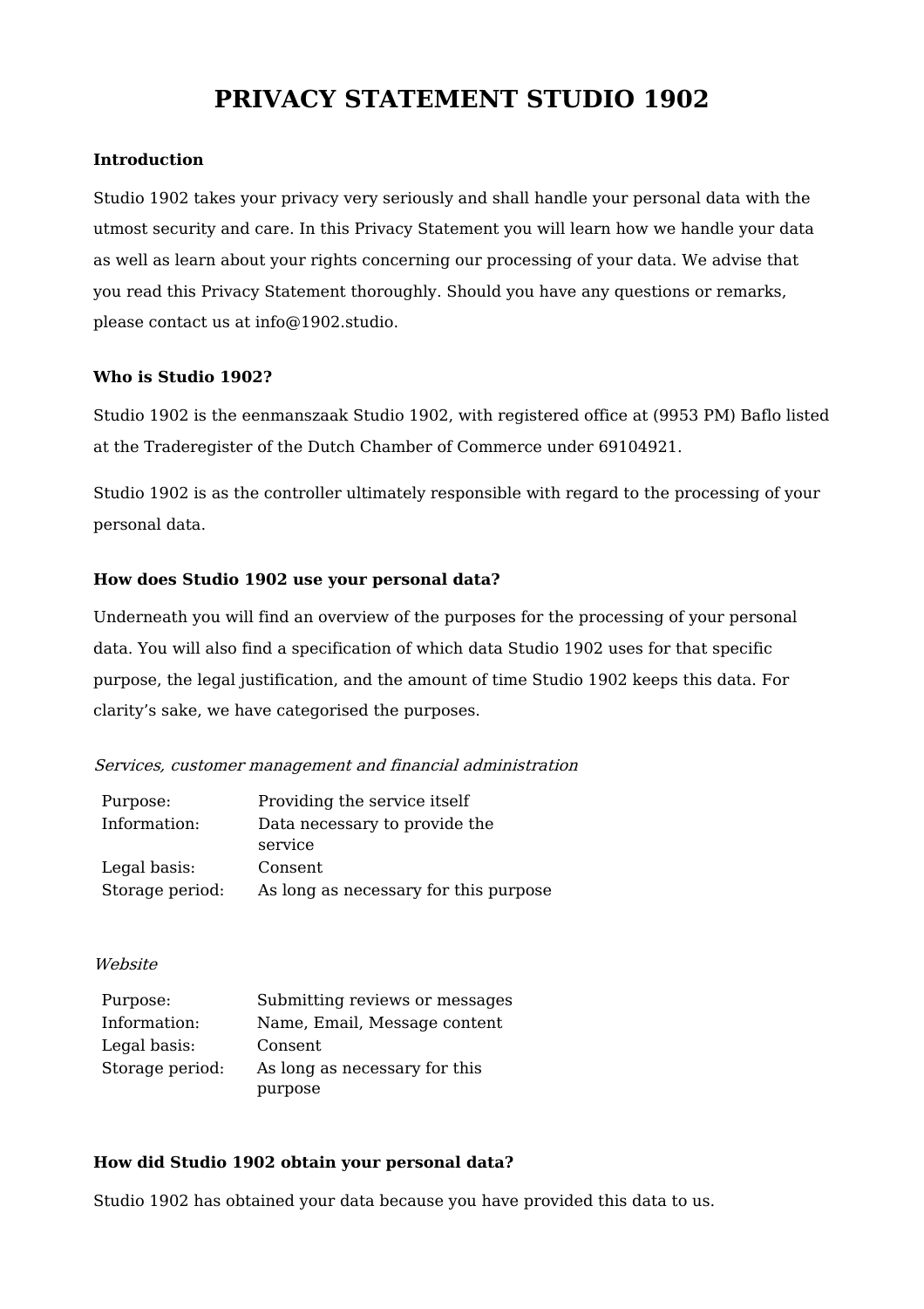# PRIVACY STATEMENT STUDIO 1902

**Introduction**

Studio 1902 takes your privacy very seriously and shall handle your personal data with the utmost security and care. In this Privacy Statement you will learn how we handle your data as well as learn about your rights concerning our processing of your data. We advise that you read this Privacy Statement thoroughly. Should you have any questions or remarks, please contact us at info@1902.studio.

**Who is Studio 1902?**

Studio 1902 is the eenmanszaak Studio 1902, with registered office at (9953 PM) Baflo listed at the Traderegister of the Dutch Chamber of Commerce under 69104921.

Studio 1902 is as the controller ultimately responsible with regard to the processing of your personal data.

**How does Studio 1902 use your personal data?**

Underneath you will find an overview of the purposes for the processing of your personal data. You will also find a specification of which data Studio 1902 uses for that specific purpose, the legal justification, and the amount of time Studio 1902 keeps this data. For clarity's sake, we have categorised the purposes.

*Services, customer management and financial administration*

| | |
|---|---|
| Purpose: | Providing the service itself |
| Information: | Data necessary to provide the service |
| Legal basis: | Consent |
| Storage period: | As long as necessary for this purpose |

*Website*

| | |
|---|---|
| Purpose: | Submitting reviews or messages |
| Information: | Name, Email, Message content |
| Legal basis: | Consent |
| Storage period: | As long as necessary for this purpose |

**How did Studio 1902 obtain your personal data?**

Studio 1902 has obtained your data because you have provided this data to us.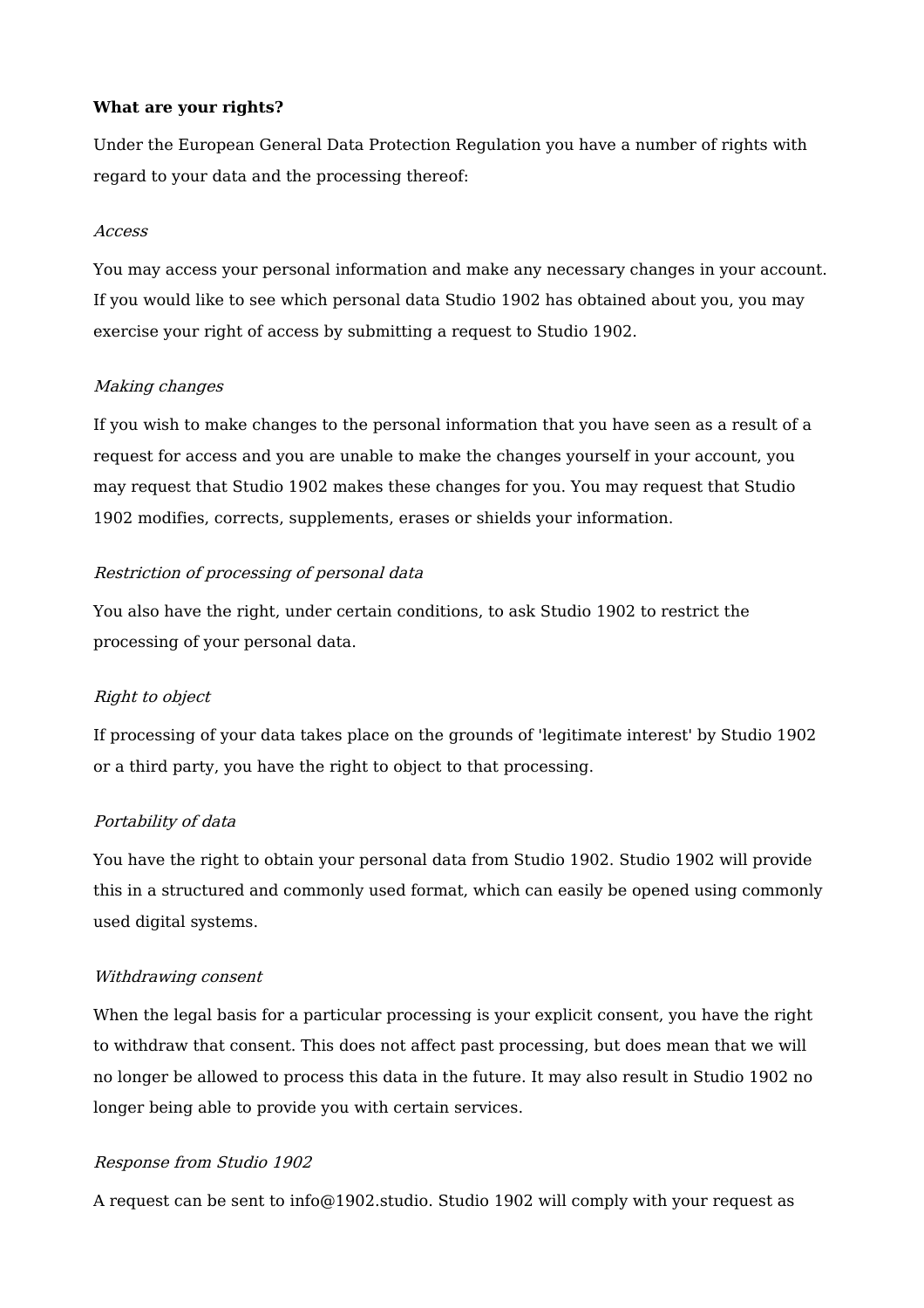**What are your rights?**

Under the European General Data Protection Regulation you have a number of rights with regard to your data and the processing thereof:

*Access*

You may access your personal information and make any necessary changes in your account. If you would like to see which personal data Studio 1902 has obtained about you, you may exercise your right of access by submitting a request to Studio 1902.

*Making changes*

If you wish to make changes to the personal information that you have seen as a result of a request for access and you are unable to make the changes yourself in your account, you may request that Studio 1902 makes these changes for you. You may request that Studio 1902 modifies, corrects, supplements, erases or shields your information.

*Restriction of processing of personal data*

You also have the right, under certain conditions, to ask Studio 1902 to restrict the processing of your personal data.

*Right to object*

If processing of your data takes place on the grounds of 'legitimate interest' by Studio 1902 or a third party, you have the right to object to that processing.

*Portability of data*

You have the right to obtain your personal data from Studio 1902. Studio 1902 will provide this in a structured and commonly used format, which can easily be opened using commonly used digital systems.

*Withdrawing consent*

When the legal basis for a particular processing is your explicit consent, you have the right to withdraw that consent. This does not affect past processing, but does mean that we will no longer be allowed to process this data in the future. It may also result in Studio 1902 no longer being able to provide you with certain services.

*Response from Studio 1902*

A request can be sent to info@1902.studio. Studio 1902 will comply with your request as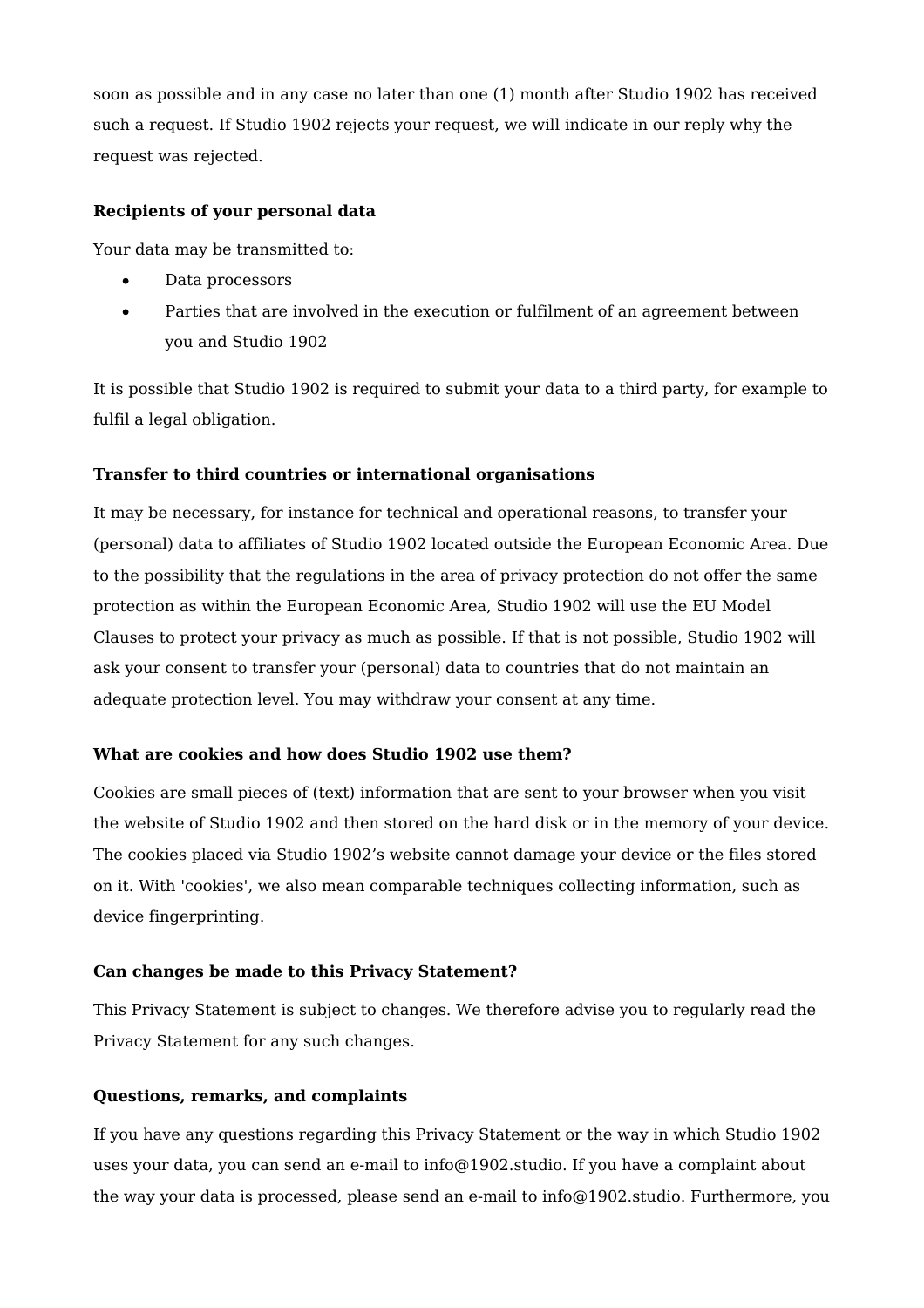soon as possible and in any case no later than one (1) month after Studio 1902 has received such a request. If Studio 1902 rejects your request, we will indicate in our reply why the request was rejected.

**Recipients of your personal data**

Your data may be transmitted to:

- Data processors
- Parties that are involved in the execution or fulfilment of an agreement between you and Studio 1902

It is possible that Studio 1902 is required to submit your data to a third party, for example to fulfil a legal obligation.

**Transfer to third countries or international organisations**

It may be necessary, for instance for technical and operational reasons, to transfer your (personal) data to affiliates of Studio 1902 located outside the European Economic Area. Due to the possibility that the regulations in the area of privacy protection do not offer the same protection as within the European Economic Area, Studio 1902 will use the EU Model Clauses to protect your privacy as much as possible. If that is not possible, Studio 1902 will ask your consent to transfer your (personal) data to countries that do not maintain an adequate protection level. You may withdraw your consent at any time.

**What are cookies and how does Studio 1902 use them?**

Cookies are small pieces of (text) information that are sent to your browser when you visit the website of Studio 1902 and then stored on the hard disk or in the memory of your device. The cookies placed via Studio 1902's website cannot damage your device or the files stored on it. With 'cookies', we also mean comparable techniques collecting information, such as device fingerprinting.

**Can changes be made to this Privacy Statement?**

This Privacy Statement is subject to changes. We therefore advise you to regularly read the Privacy Statement for any such changes.

**Questions, remarks, and complaints**

If you have any questions regarding this Privacy Statement or the way in which Studio 1902 uses your data, you can send an e-mail to info@1902.studio. If you have a complaint about the way your data is processed, please send an e-mail to info@1902.studio. Furthermore, you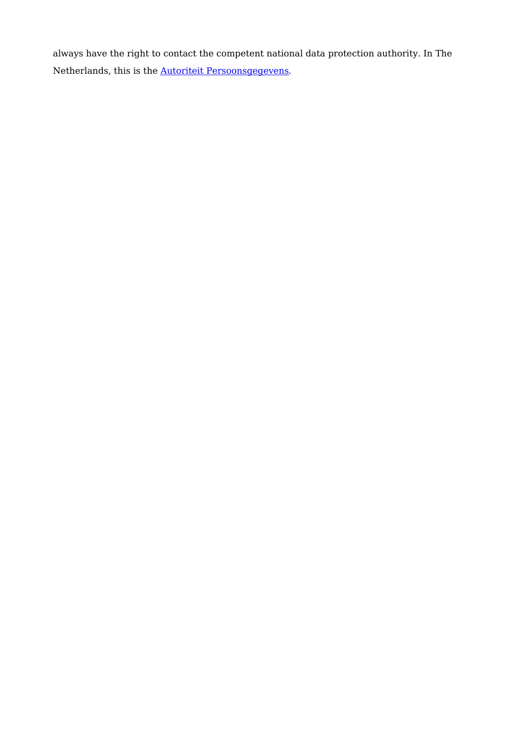always have the right to contact the competent national data protection authority. In The Netherlands, this is the Autoriteit Persoonsgegevens.